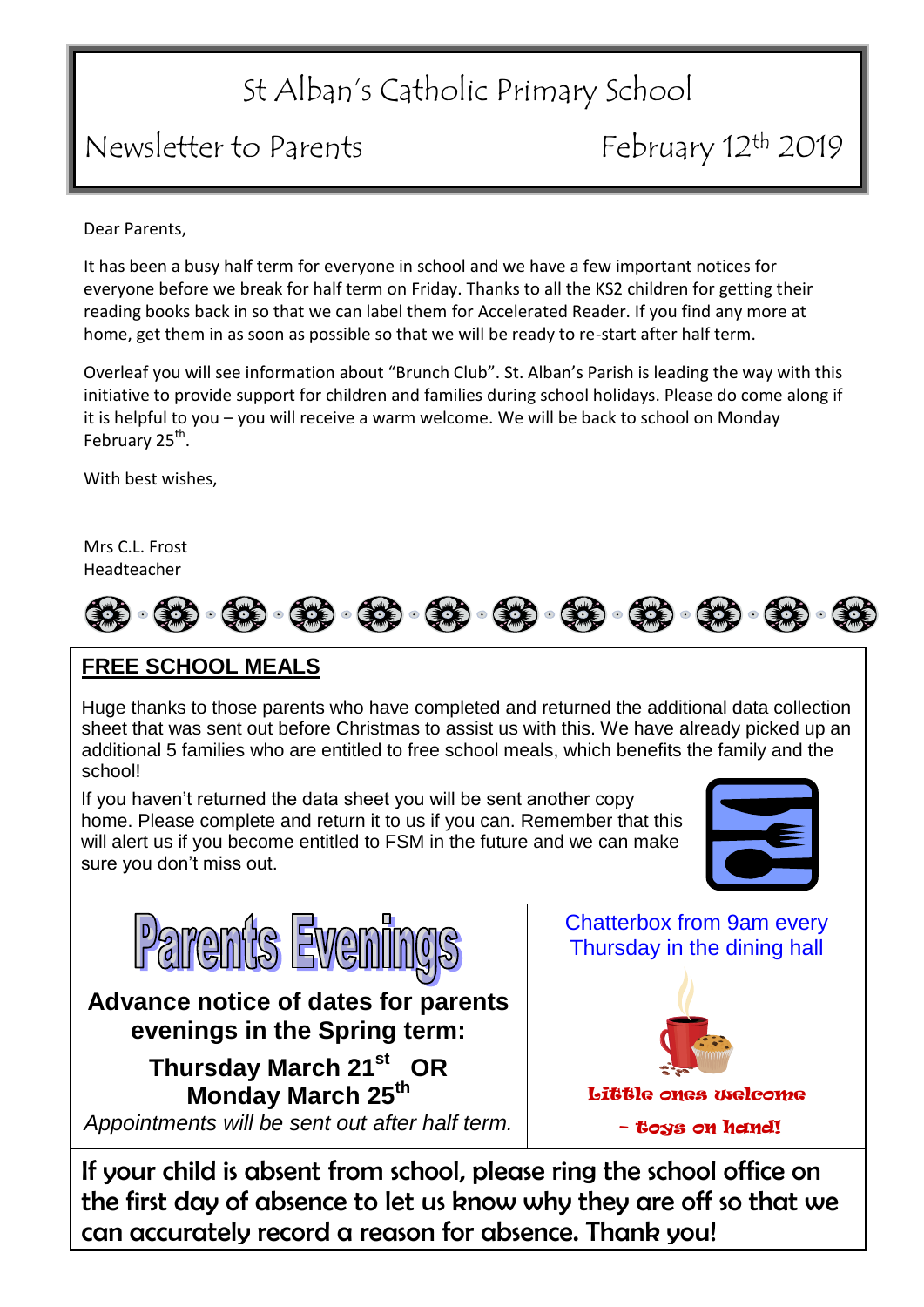# St Alban's Catholic Primary School

## Newsletter to Parents — February 12th 2019

Dear Parents,

It has been a busy half term for everyone in school and we have a few important notices for everyone before we break for half term on Friday. Thanks to all the KS2 children for getting their reading books back in so that we can label them for Accelerated Reader. If you find any more at home, get them in as soon as possible so that we will be ready to re-start after half term.

Overleaf you will see information about "Brunch Club". St. Alban's Parish is leading the way with this initiative to provide support for children and families during school holidays. Please do come along if it is helpful to you – you will receive a warm welcome. We will be back to school on Monday February 25th.

With best wishes,

Mrs C.L. Frost
Headteacher

## FREE SCHOOL MEALS

Huge thanks to those parents who have completed and returned the additional data collection sheet that was sent out before Christmas to assist us with this. We have already picked up an additional 5 families who are entitled to free school meals, which benefits the family and the school!

If you haven't returned the data sheet you will be sent another copy home. Please complete and return it to us if you can. Remember that this will alert us if you become entitled to FSM in the future and we can make sure you don't miss out.

## Parents Evenings

**Advance notice of dates for parents evenings in the Spring term:**

**Thursday March 21st OR Monday March 25th**

*Appointments will be sent out after half term.*

Chatterbox from 9am every Thursday in the dining hall

**Little ones welcome – toys on hand!**

**If your child is absent from school, please ring the school office on the first day of absence to let us know why they are off so that we can accurately record a reason for absence. Thank you!**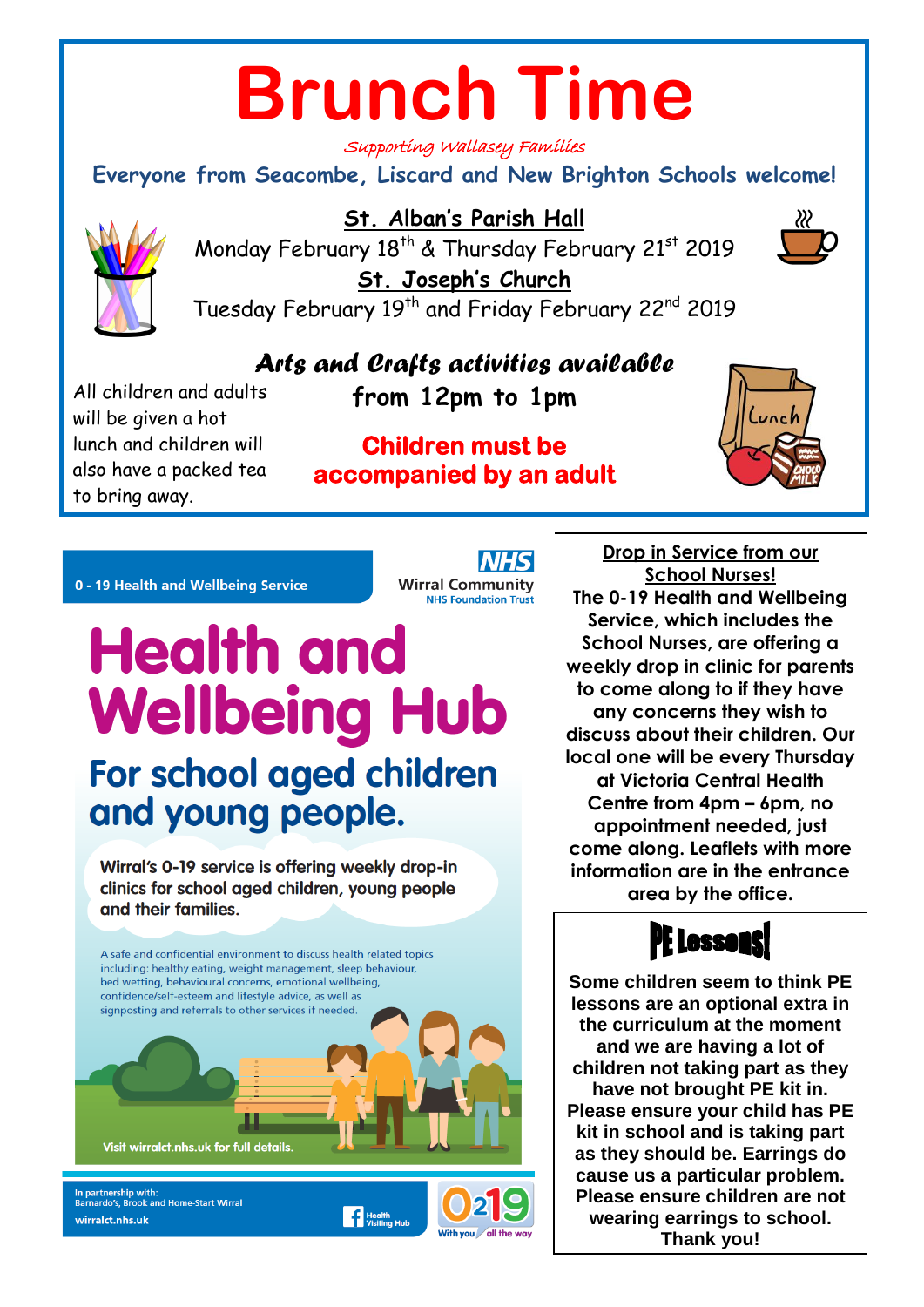# Brunch Time

*Supporting Wallasey Families*

**Everyone from Seacombe, Liscard and New Brighton Schools welcome!**

**St. Alban's Parish Hall**

Monday February 18th & Thursday February 21st 2019

**St. Joseph's Church**

Tuesday February 19th and Friday February 22nd 2019

## Arts and Crafts activities available

**from 12pm to 1pm**

All children and adults will be given a hot lunch and children will also have a packed tea to bring away.

**Children must be accompanied by an adult**

---

0 - 19 Health and Wellbeing Service

NHS
Wirral Community
NHS Foundation Trust

# Health and Wellbeing Hub

## For school aged children and young people.

Wirral's 0-19 service is offering weekly drop-in clinics for school aged children, young people and their families.

A safe and confidential environment to discuss health related topics including: healthy eating, weight management, sleep behaviour, bed wetting, behavioural concerns, emotional wellbeing, confidence/self-esteem and lifestyle advice, as well as signposting and referrals to other services if needed.

Visit wirralct.nhs.uk for full details.

In partnership with:
Barnardo's, Brook and Home-Start Wirral

wirralct.nhs.uk

Health Visiting Hub

0219 With you all the way

---

**Drop in Service from our School Nurses!**

**The 0-19 Health and Wellbeing Service, which includes the School Nurses, are offering a weekly drop in clinic for parents to come along to if they have any concerns they wish to discuss about their children. Our local one will be every Thursday at Victoria Central Health Centre from 4pm – 6pm, no appointment needed, just come along. Leaflets with more information are in the entrance area by the office.**

---

## PE Lessons!

**Some children seem to think PE lessons are an optional extra in the curriculum at the moment and we are having a lot of children not taking part as they have not brought PE kit in. Please ensure your child has PE kit in school and is taking part as they should be. Earrings do cause us a particular problem. Please ensure children are not wearing earrings to school. Thank you!**